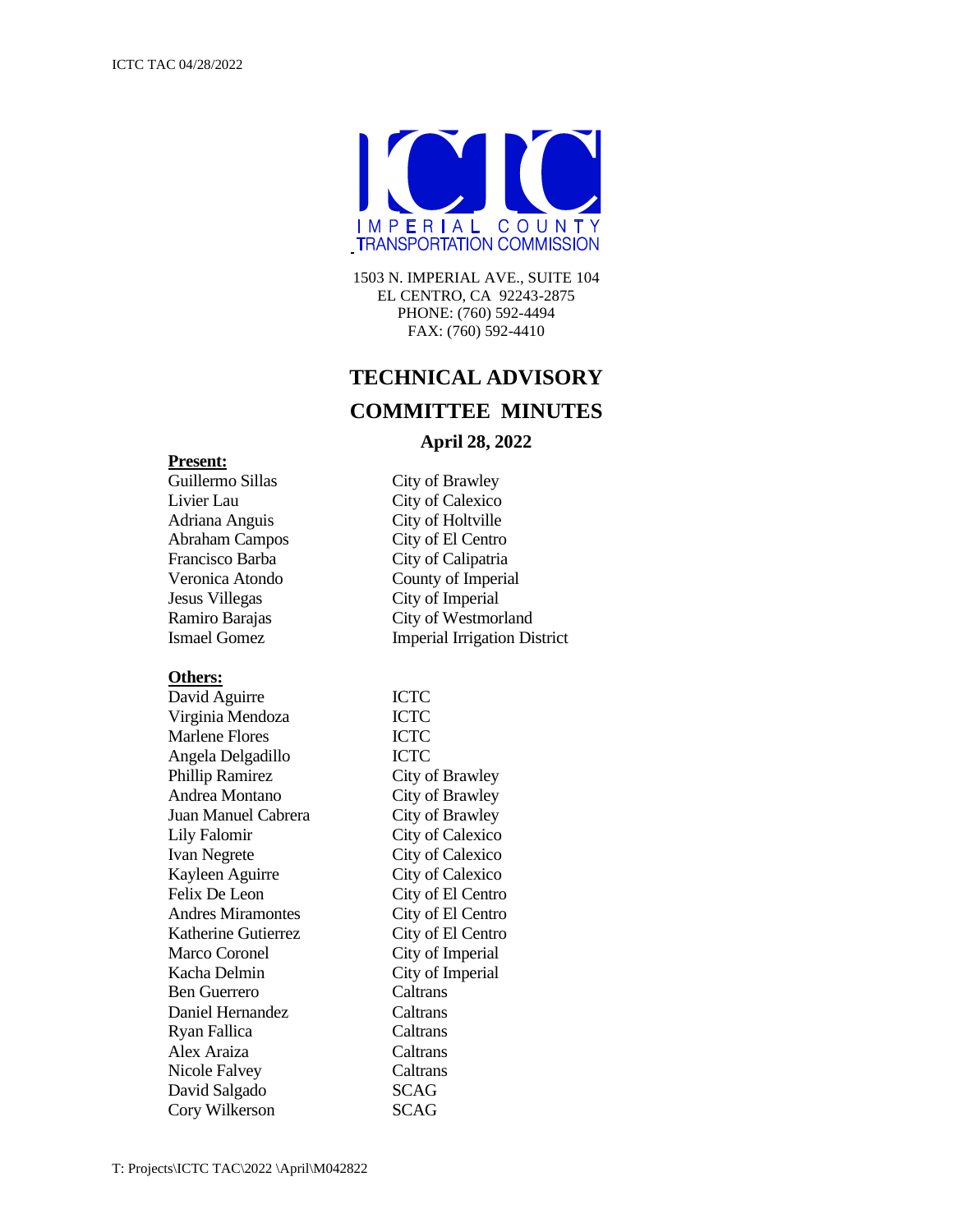IMPERIAL COUNTY TRANSPORTATION COMMISSION

1503 N. IMPERIAL AVE., SUITE 104
EL CENTRO, CA 92243-2875
PHONE: (760) 592-4494
FAX: (760) 592-4410

# TECHNICAL ADVISORY COMMITTEE MINUTES

## April 28, 2022

**Present:**

| | |
|---|---|
| Guillermo Sillas | City of Brawley |
| Livier Lau | City of Calexico |
| Adriana Anguis | City of Holtville |
| Abraham Campos | City of El Centro |
| Francisco Barba | City of Calipatria |
| Veronica Atondo | County of Imperial |
| Jesus Villegas | City of Imperial |
| Ramiro Barajas | City of Westmorland |
| Ismael Gomez | Imperial Irrigation District |

**Others:**

| | |
|---|---|
| David Aguirre | ICTC |
| Virginia Mendoza | ICTC |
| Marlene Flores | ICTC |
| Angela Delgadillo | ICTC |
| Phillip Ramirez | City of Brawley |
| Andrea Montano | City of Brawley |
| Juan Manuel Cabrera | City of Brawley |
| Lily Falomir | City of Calexico |
| Ivan Negrete | City of Calexico |
| Kayleen Aguirre | City of Calexico |
| Felix De Leon | City of El Centro |
| Andres Miramontes | City of El Centro |
| Katherine Gutierrez | City of El Centro |
| Marco Coronel | City of Imperial |
| Kacha Delmin | City of Imperial |
| Ben Guerrero | Caltrans |
| Daniel Hernandez | Caltrans |
| Ryan Fallica | Caltrans |
| Alex Araiza | Caltrans |
| Nicole Falvey | Caltrans |
| David Salgado | SCAG |
| Cory Wilkerson | SCAG |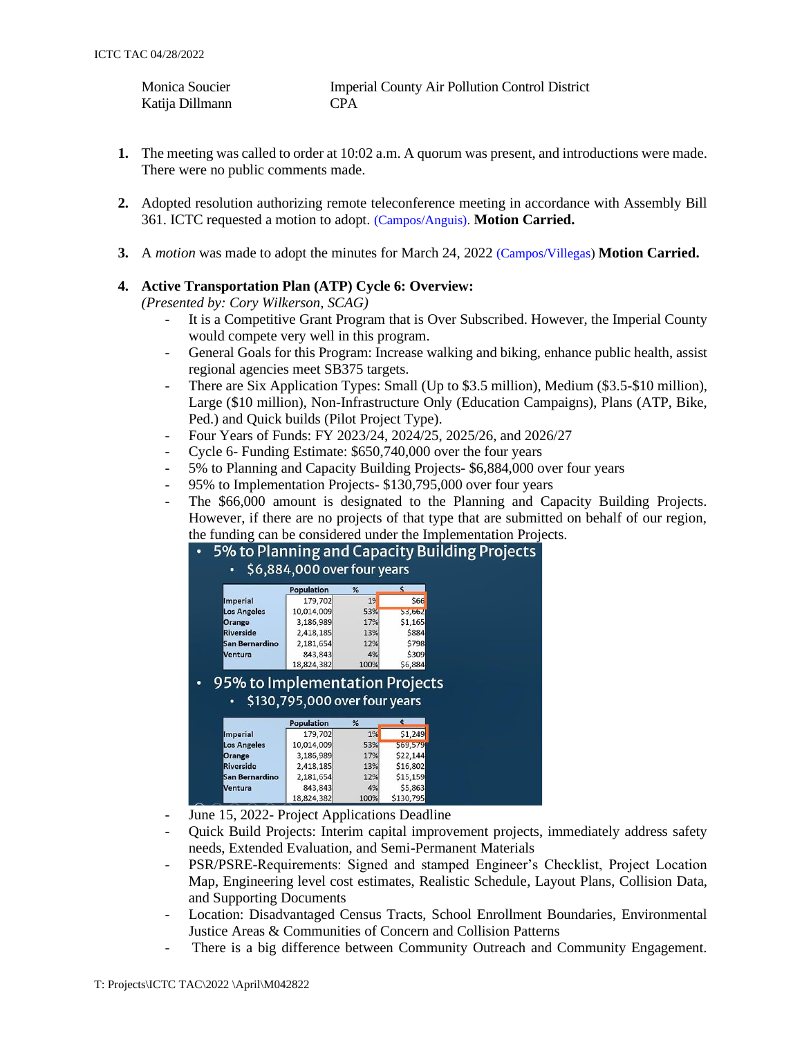| | |
|---|---|
| Monica Soucier | Imperial County Air Pollution Control District |
| Katija Dillmann | CPA |

1. The meeting was called to order at 10:02 a.m. A quorum was present, and introductions were made. There were no public comments made.

2. Adopted resolution authorizing remote teleconference meeting in accordance with Assembly Bill 361. ICTC requested a motion to adopt. (Campos/Anguis). **Motion Carried.**

3. A *motion* was made to adopt the minutes for March 24, 2022 (Campos/Villegas) **Motion Carried.**

4. **Active Transportation Plan (ATP) Cycle 6: Overview:**
   *(Presented by: Cory Wilkerson, SCAG)*
   - It is a Competitive Grant Program that is Over Subscribed. However, the Imperial County would compete very well in this program.
   - General Goals for this Program: Increase walking and biking, enhance public health, assist regional agencies meet SB375 targets.
   - There are Six Application Types: Small (Up to $3.5 million), Medium ($3.5-$10 million), Large ($10 million), Non-Infrastructure Only (Education Campaigns), Plans (ATP, Bike, Ped.) and Quick builds (Pilot Project Type).
   - Four Years of Funds: FY 2023/24, 2024/25, 2025/26, and 2026/27
   - Cycle 6- Funding Estimate: $650,740,000 over the four years
   - 5% to Planning and Capacity Building Projects- $6,884,000 over four years
   - 95% to Implementation Projects- $130,795,000 over four years
   - The $66,000 amount is designated to the Planning and Capacity Building Projects. However, if there are no projects of that type that are submitted on behalf of our region, the funding can be considered under the Implementation Projects.

   - 5% to Planning and Capacity Building Projects
     - $6,884,000 over four years

| | Population | % | $ |
|---|---|---|---|
| Imperial | 179,702 | 1% | $66 |
| Los Angeles | 10,014,009 | 53% | $3,662 |
| Orange | 3,186,989 | 17% | $1,165 |
| Riverside | 2,418,185 | 13% | $884 |
| San Bernardino | 2,181,654 | 12% | $798 |
| Ventura | 843,843 | 4% | $309 |
| | 18,824,382 | 100% | $6,884 |

   - 95% to Implementation Projects
     - $130,795,000 over four years

| | Population | % | $ |
|---|---|---|---|
| Imperial | 179,702 | 1% | $1,249 |
| Los Angeles | 10,014,009 | 53% | $69,579 |
| Orange | 3,186,989 | 17% | $22,144 |
| Riverside | 2,418,185 | 13% | $16,802 |
| San Bernardino | 2,181,654 | 12% | $15,159 |
| Ventura | 843,843 | 4% | $5,863 |
| | 18,824,382 | 100% | $130,795 |

   - June 15, 2022- Project Applications Deadline
   - Quick Build Projects: Interim capital improvement projects, immediately address safety needs, Extended Evaluation, and Semi-Permanent Materials
   - PSR/PSRE-Requirements: Signed and stamped Engineer's Checklist, Project Location Map, Engineering level cost estimates, Realistic Schedule, Layout Plans, Collision Data, and Supporting Documents
   - Location: Disadvantaged Census Tracts, School Enrollment Boundaries, Environmental Justice Areas & Communities of Concern and Collision Patterns
   - There is a big difference between Community Outreach and Community Engagement.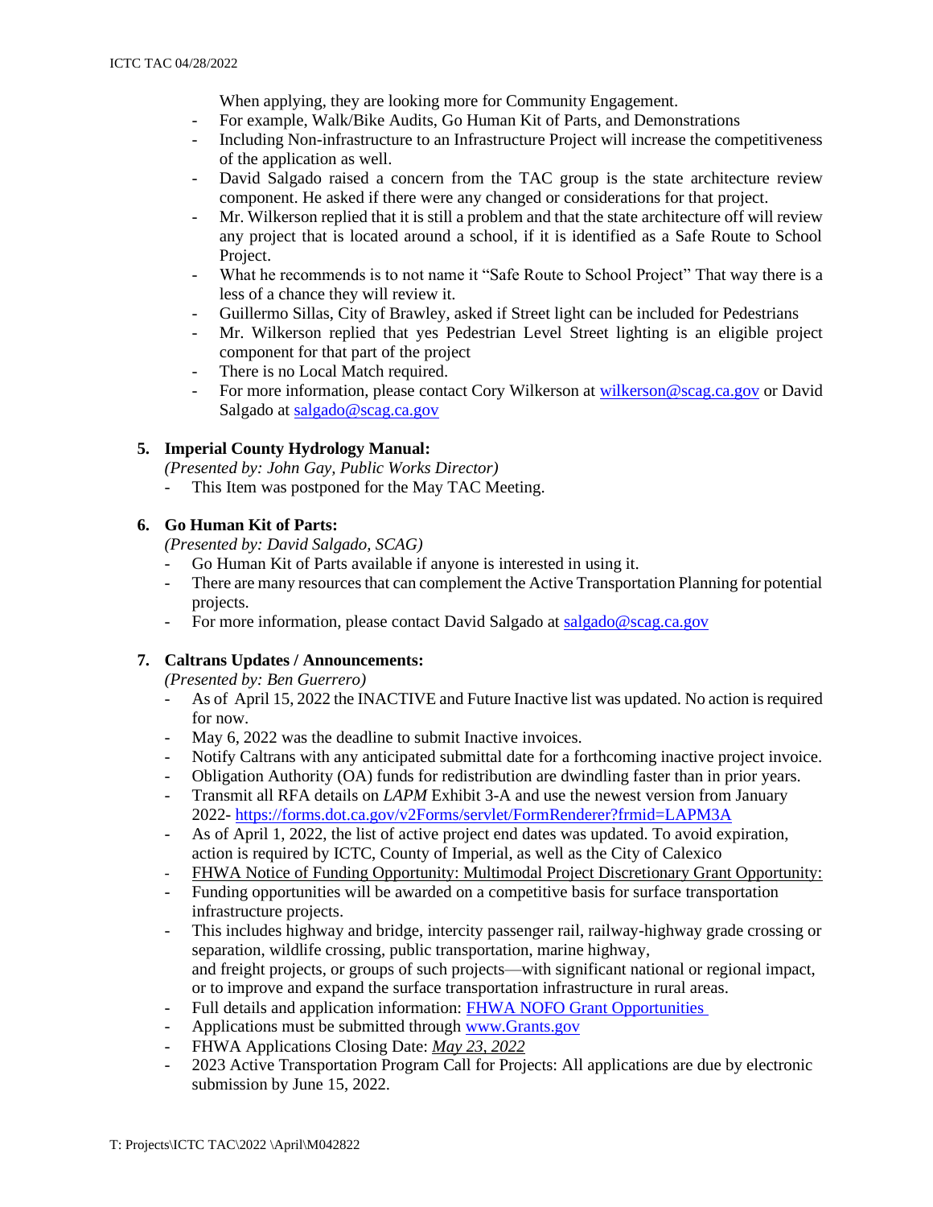When applying, they are looking more for Community Engagement.

- For example, Walk/Bike Audits, Go Human Kit of Parts, and Demonstrations
- Including Non-infrastructure to an Infrastructure Project will increase the competitiveness of the application as well.
- David Salgado raised a concern from the TAC group is the state architecture review component. He asked if there were any changed or considerations for that project.
- Mr. Wilkerson replied that it is still a problem and that the state architecture off will review any project that is located around a school, if it is identified as a Safe Route to School Project.
- What he recommends is to not name it "Safe Route to School Project" That way there is a less of a chance they will review it.
- Guillermo Sillas, City of Brawley, asked if Street light can be included for Pedestrians
- Mr. Wilkerson replied that yes Pedestrian Level Street lighting is an eligible project component for that part of the project
- There is no Local Match required.
- For more information, please contact Cory Wilkerson at [wilkerson@scag.ca.gov](mailto:wilkerson@scag.ca.gov) or David Salgado at [salgado@scag.ca.gov](mailto:salgado@scag.ca.gov)

**5. Imperial County Hydrology Manual:**

*(Presented by: John Gay, Public Works Director)*

- This Item was postponed for the May TAC Meeting.

**6. Go Human Kit of Parts:**

*(Presented by: David Salgado, SCAG)*

- Go Human Kit of Parts available if anyone is interested in using it.
- There are many resources that can complement the Active Transportation Planning for potential projects.
- For more information, please contact David Salgado at [salgado@scag.ca.gov](mailto:salgado@scag.ca.gov)

**7. Caltrans Updates / Announcements:**

*(Presented by: Ben Guerrero)*

- As of April 15, 2022 the INACTIVE and Future Inactive list was updated. No action is required for now.
- May 6, 2022 was the deadline to submit Inactive invoices.
- Notify Caltrans with any anticipated submittal date for a forthcoming inactive project invoice.
- Obligation Authority (OA) funds for redistribution are dwindling faster than in prior years.
- Transmit all RFA details on *LAPM* Exhibit 3-A and use the newest version from January 2022- [https://forms.dot.ca.gov/v2Forms/servlet/FormRenderer?frmid=LAPM3A](https://forms.dot.ca.gov/v2Forms/servlet/FormRenderer?frmid=LAPM3A)
- As of April 1, 2022, the list of active project end dates was updated. To avoid expiration, action is required by ICTC, County of Imperial, as well as the City of Calexico
- FHWA Notice of Funding Opportunity: Multimodal Project Discretionary Grant Opportunity:
- Funding opportunities will be awarded on a competitive basis for surface transportation infrastructure projects.
- This includes highway and bridge, intercity passenger rail, railway-highway grade crossing or separation, wildlife crossing, public transportation, marine highway, and freight projects, or groups of such projects—with significant national or regional impact, or to improve and expand the surface transportation infrastructure in rural areas.
- Full details and application information: FHWA NOFO Grant Opportunities
- Applications must be submitted through [www.Grants.gov](http://www.Grants.gov)
- FHWA Applications Closing Date: *May 23, 2022*
- 2023 Active Transportation Program Call for Projects: All applications are due by electronic submission by June 15, 2022.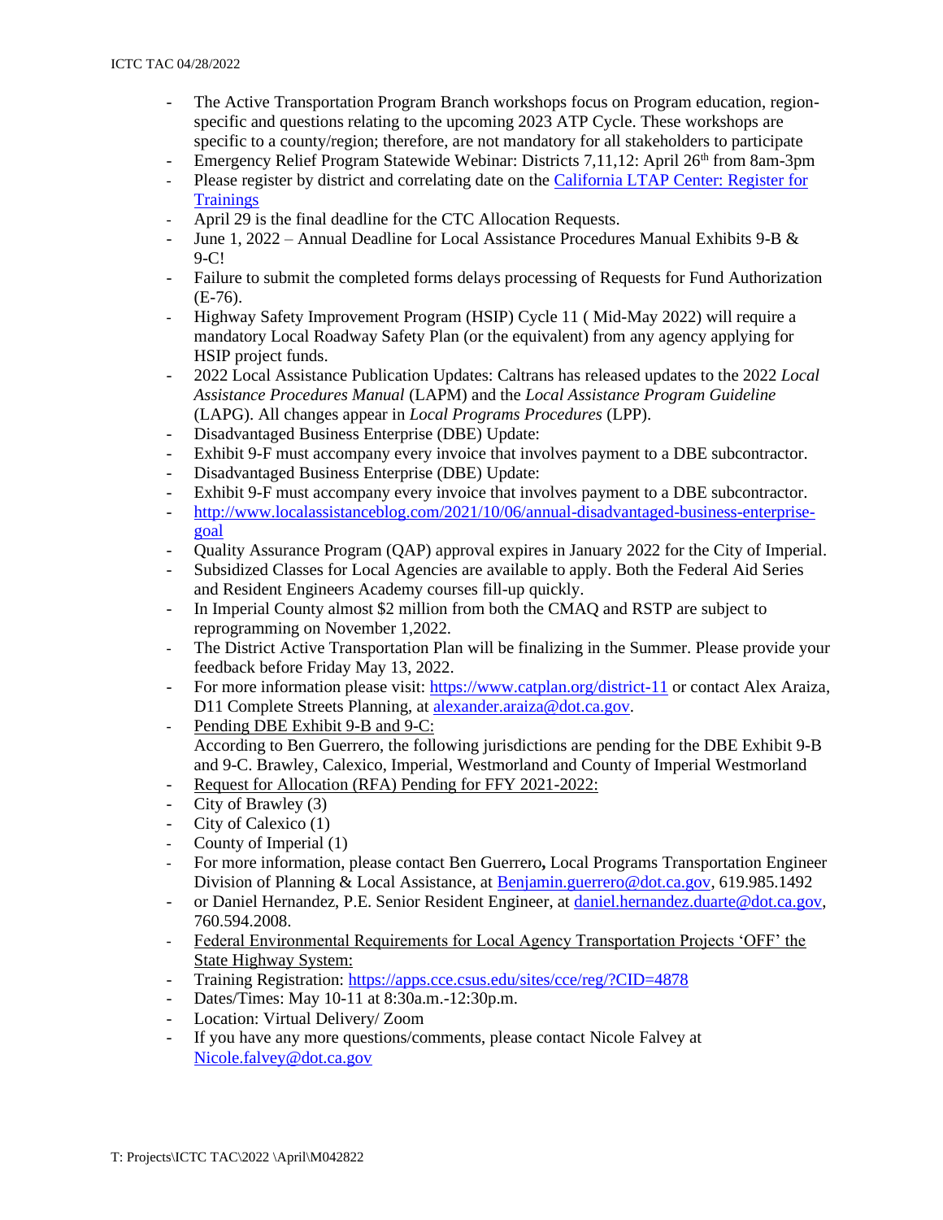- The Active Transportation Program Branch workshops focus on Program education, region-specific and questions relating to the upcoming 2023 ATP Cycle. These workshops are specific to a county/region; therefore, are not mandatory for all stakeholders to participate
- Emergency Relief Program Statewide Webinar: Districts 7,11,12: April 26th from 8am-3pm
- Please register by district and correlating date on the California LTAP Center: Register for Trainings
- April 29 is the final deadline for the CTC Allocation Requests.
- June 1, 2022 – Annual Deadline for Local Assistance Procedures Manual Exhibits 9-B & 9-C!
- Failure to submit the completed forms delays processing of Requests for Fund Authorization (E-76).
- Highway Safety Improvement Program (HSIP) Cycle 11 ( Mid-May 2022) will require a mandatory Local Roadway Safety Plan (or the equivalent) from any agency applying for HSIP project funds.
- 2022 Local Assistance Publication Updates: Caltrans has released updates to the 2022 *Local Assistance Procedures Manual* (LAPM) and the *Local Assistance Program Guideline* (LAPG). All changes appear in *Local Programs Procedures* (LPP).
- Disadvantaged Business Enterprise (DBE) Update:
- Exhibit 9-F must accompany every invoice that involves payment to a DBE subcontractor.
- Disadvantaged Business Enterprise (DBE) Update:
- Exhibit 9-F must accompany every invoice that involves payment to a DBE subcontractor.
- http://www.localassistanceblog.com/2021/10/06/annual-disadvantaged-business-enterprise-goal
- Quality Assurance Program (QAP) approval expires in January 2022 for the City of Imperial.
- Subsidized Classes for Local Agencies are available to apply. Both the Federal Aid Series and Resident Engineers Academy courses fill-up quickly.
- In Imperial County almost $2 million from both the CMAQ and RSTP are subject to reprogramming on November 1,2022.
- The District Active Transportation Plan will be finalizing in the Summer. Please provide your feedback before Friday May 13, 2022.
- For more information please visit: https://www.catplan.org/district-11 or contact Alex Araiza, D11 Complete Streets Planning, at alexander.araiza@dot.ca.gov.
- Pending DBE Exhibit 9-B and 9-C:
  According to Ben Guerrero, the following jurisdictions are pending for the DBE Exhibit 9-B and 9-C. Brawley, Calexico, Imperial, Westmorland and County of Imperial Westmorland
- Request for Allocation (RFA) Pending for FFY 2021-2022:
- City of Brawley (3)
- City of Calexico (1)
- County of Imperial (1)
- For more information, please contact Ben Guerrero**,** Local Programs Transportation Engineer Division of Planning & Local Assistance, at Benjamin.guerrero@dot.ca.gov, 619.985.1492
- or Daniel Hernandez, P.E. Senior Resident Engineer, at daniel.hernandez.duarte@dot.ca.gov, 760.594.2008.
- Federal Environmental Requirements for Local Agency Transportation Projects 'OFF' the State Highway System:
- Training Registration: https://apps.cce.csus.edu/sites/cce/reg/?CID=4878
- Dates/Times: May 10-11 at 8:30a.m.-12:30p.m.
- Location: Virtual Delivery/ Zoom
- If you have any more questions/comments, please contact Nicole Falvey at Nicole.falvey@dot.ca.gov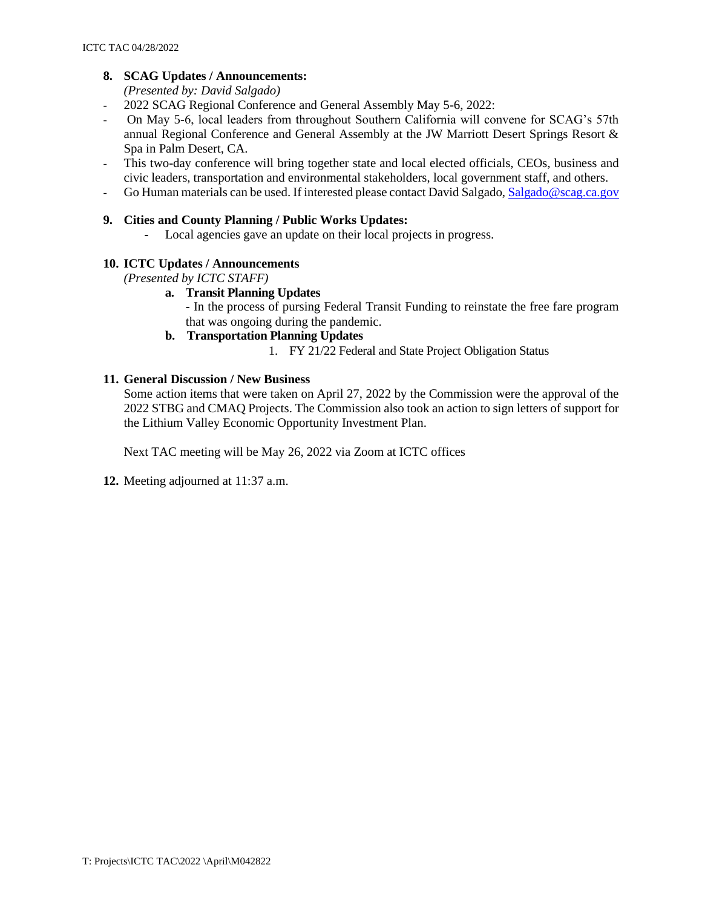**8. SCAG Updates / Announcements:**

*(Presented by: David Salgado)*

- 2022 SCAG Regional Conference and General Assembly May 5-6, 2022:
- On May 5-6, local leaders from throughout Southern California will convene for SCAG's 57th annual Regional Conference and General Assembly at the JW Marriott Desert Springs Resort & Spa in Palm Desert, CA.
- This two-day conference will bring together state and local elected officials, CEOs, business and civic leaders, transportation and environmental stakeholders, local government staff, and others.
- Go Human materials can be used. If interested please contact David Salgado, Salgado@scag.ca.gov

**9. Cities and County Planning / Public Works Updates:**

- Local agencies gave an update on their local projects in progress.

**10. ICTC Updates / Announcements**

*(Presented by ICTC STAFF)*

**a. Transit Planning Updates**

- In the process of pursing Federal Transit Funding to reinstate the free fare program that was ongoing during the pandemic.

**b. Transportation Planning Updates**

1. FY 21/22 Federal and State Project Obligation Status

**11. General Discussion / New Business**

Some action items that were taken on April 27, 2022 by the Commission were the approval of the 2022 STBG and CMAQ Projects. The Commission also took an action to sign letters of support for the Lithium Valley Economic Opportunity Investment Plan.

Next TAC meeting will be May 26, 2022 via Zoom at ICTC offices

**12.** Meeting adjourned at 11:37 a.m.